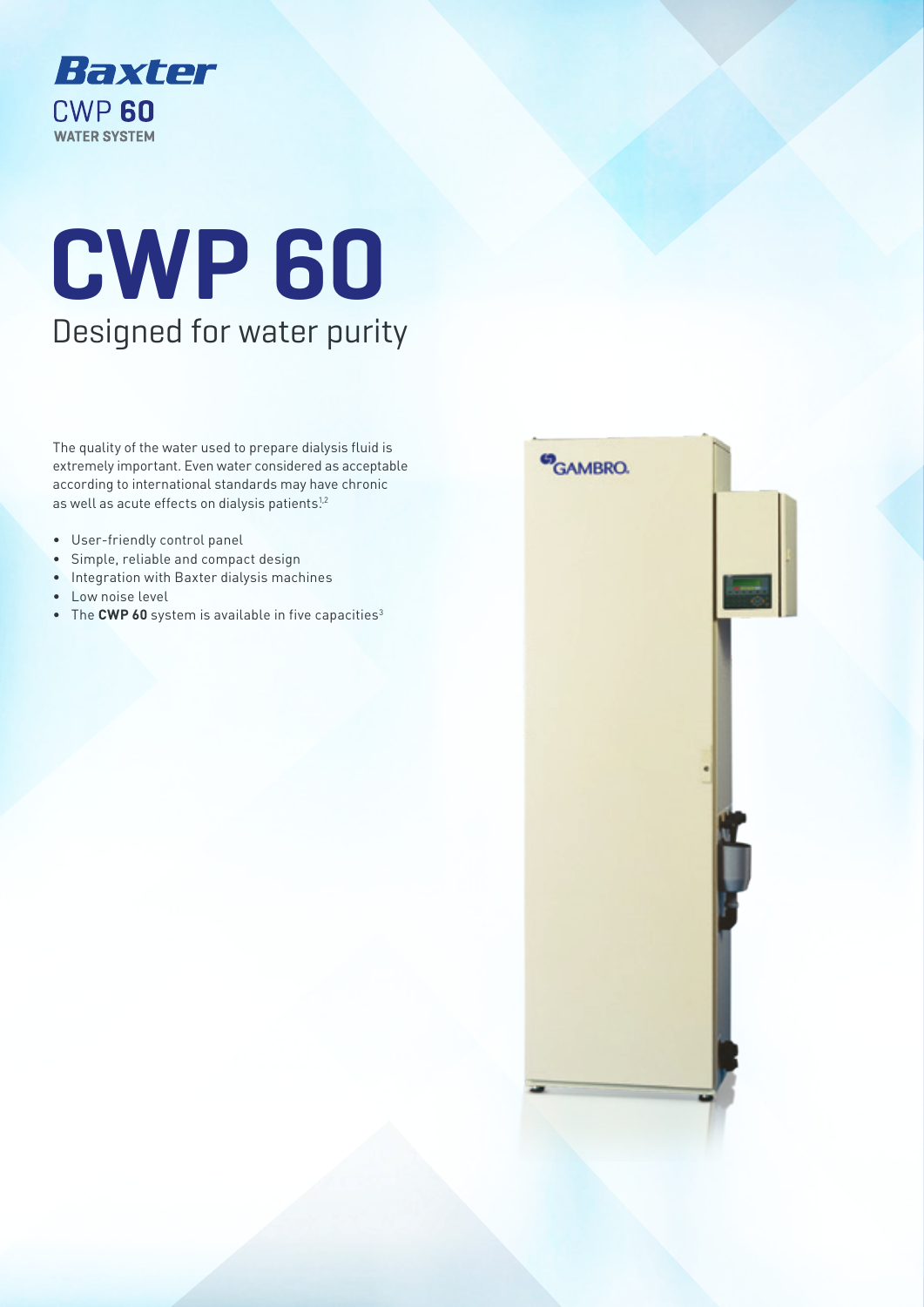Baxter

CWP **60**

**WATER SYSTEM**

# CWP 60

## Designed for water purity

The quality of the water used to prepare dialysis fluid is extremely important. Even water considered as acceptable according to international standards may have chronic as well as acute effects on dialysis patients.[1,2]

- User-friendly control panel
- Simple, reliable and compact design
- Integration with Baxter dialysis machines
- Low noise level
- The **CWP 60** system is available in five capacities[3]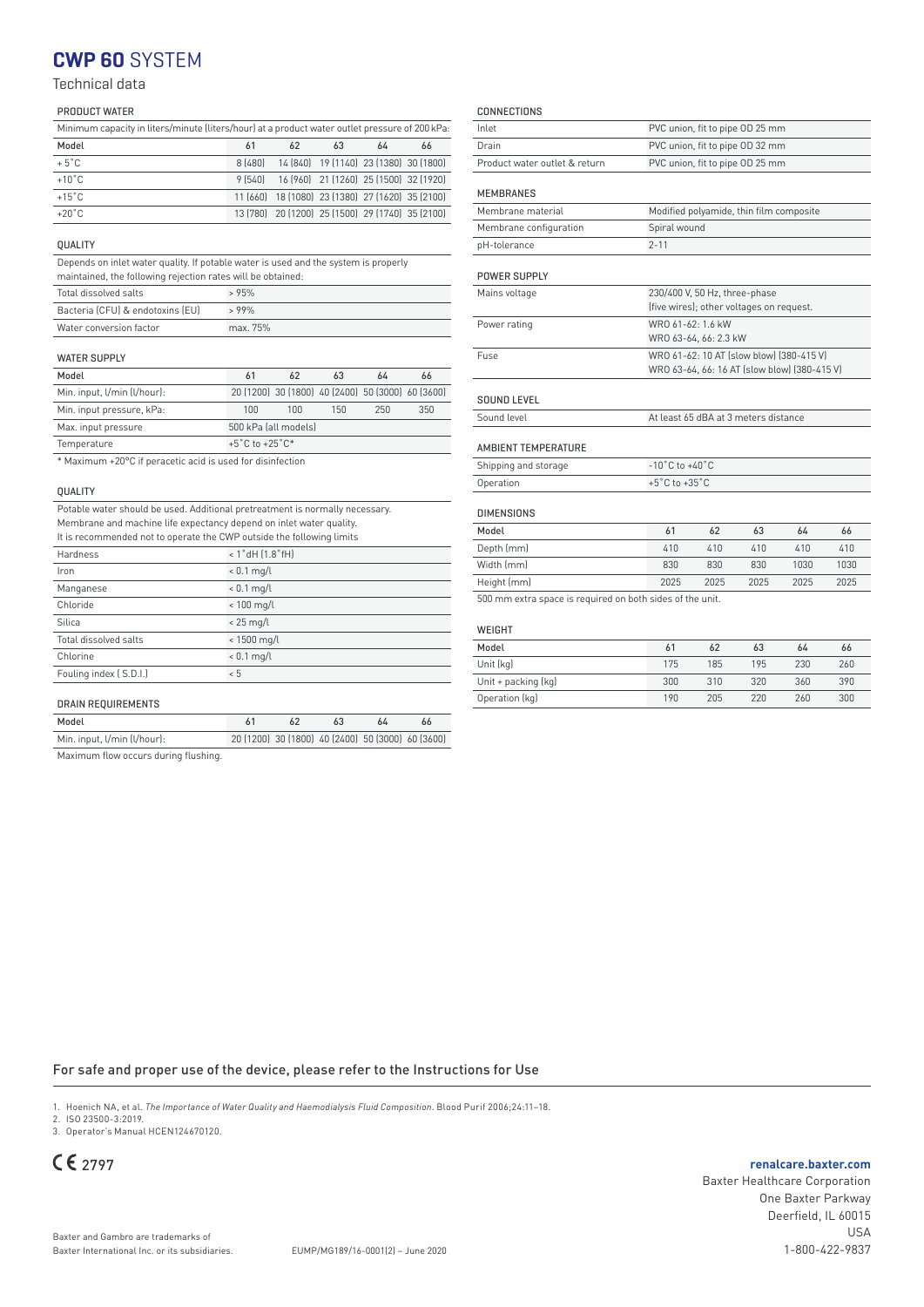# **CWP 60** SYSTEM

Technical data

### PRODUCT WATER

Minimum capacity in liters/minute (liters/hour) at a product water outlet pressure of 200 kPa:

| Model | 61 | 62 | 63 | 64 | 66 |
|---|---|---|---|---|---|
| + 5°C | 8 (480) | 14 (840) | 19 (1140) | 23 (1380) | 30 (1800) |
| +10°C | 9 (540) | 16 (960) | 21 (1260) | 25 (1500) | 32 (1920) |
| +15°C | 11 (660) | 18 (1080) | 23 (1380) | 27 (1620) | 35 (2100) |
| +20°C | 13 (780) | 20 (1200) | 25 (1500) | 29 (1740) | 35 (2100) |

### QUALITY

Depends on inlet water quality. If potable water is used and the system is properly maintained, the following rejection rates will be obtained:

| | |
|---|---|
| Total dissolved salts | > 95% |
| Bacteria (CFU) & endotoxins (EU) | > 99% |
| Water conversion factor | max. 75% |

### WATER SUPPLY

| Model | 61 | 62 | 63 | 64 | 66 |
|---|---|---|---|---|---|
| Min. input, l/min (l/hour): | 20 (1200) | 30 (1800) | 40 (2400) | 50 (3000) | 60 (3600) |
| Min. input pressure, kPa: | 100 | 100 | 150 | 250 | 350 |
| Max. input pressure | 500 kPa (all models) | | | | |
| Temperature | +5°C to +25°C* | | | | |

* Maximum +20°C if peracetic acid is used for disinfection

### QUALITY

Potable water should be used. Additional pretreatment is normally necessary.
Membrane and machine life expectancy depend on inlet water quality.
It is recommended not to operate the CWP outside the following limits

| | |
|---|---|
| Hardness | < 1°dH (1.8°fH) |
| Iron | < 0.1 mg/l |
| Manganese | < 0.1 mg/l |
| Chloride | < 100 mg/l |
| Silica | < 25 mg/l |
| Total dissolved salts | < 1500 mg/l |
| Chlorine | < 0.1 mg/l |
| Fouling index ( S.D.I.) | < 5 |

### DRAIN REQUIREMENTS

| Model | 61 | 62 | 63 | 64 | 66 |
|---|---|---|---|---|---|
| Min. input, l/min (l/hour): | 20 (1200) | 30 (1800) | 40 (2400) | 50 (3000) | 60 (3600) |

Maximum flow occurs during flushing.

### CONNECTIONS

| | |
|---|---|
| Inlet | PVC union, fit to pipe OD 25 mm |
| Drain | PVC union, fit to pipe OD 32 mm |
| Product water outlet & return | PVC union, fit to pipe OD 25 mm |

### MEMBRANES

| | |
|---|---|
| Membrane material | Modified polyamide, thin film composite |
| Membrane configuration | Spiral wound |
| pH-tolerance | 2-11 |

### POWER SUPPLY

| | |
|---|---|
| Mains voltage | 230/400 V, 50 Hz, three-phase (five wires); other voltages on request. |
| Power rating | WRO 61-62: 1.6 kW<br>WRO 63-64, 66: 2.3 kW |
| Fuse | WRO 61-62: 10 AT (slow blow) (380-415 V)<br>WRO 63-64, 66: 16 AT (slow blow) (380-415 V) |

### SOUND LEVEL

| | |
|---|---|
| Sound level | At least 65 dBA at 3 meters distance |

### AMBIENT TEMPERATURE

| | |
|---|---|
| Shipping and storage | -10°C to +40°C |
| Operation | +5°C to +35°C |

### DIMENSIONS

| Model | 61 | 62 | 63 | 64 | 66 |
|---|---|---|---|---|---|
| Depth (mm) | 410 | 410 | 410 | 410 | 410 |
| Width (mm) | 830 | 830 | 830 | 1030 | 1030 |
| Height (mm) | 2025 | 2025 | 2025 | 2025 | 2025 |

500 mm extra space is required on both sides of the unit.

### WEIGHT

| Model | 61 | 62 | 63 | 64 | 66 |
|---|---|---|---|---|---|
| Unit (kg) | 175 | 185 | 195 | 230 | 260 |
| Unit + packing (kg) | 300 | 310 | 320 | 360 | 390 |
| Operation (kg) | 190 | 205 | 220 | 260 | 300 |

For safe and proper use of the device, please refer to the Instructions for Use

1. Hoenich NA, et al. *The Importance of Water Quality and Haemodialysis Fluid Composition*. Blood Purif 2006;24:11–18.
2. ISO 23500-3:2019.
3. Operator's Manual HCEN124670120.

CE 2797

**renalcare.baxter.com**
Baxter Healthcare Corporation
One Baxter Parkway
Deerfield, IL 60015
USA
1-800-422-9837

Baxter and Gambro are trademarks of Baxter International Inc. or its subsidiaries.

EUMP/MG189/16-0001(2) – June 2020